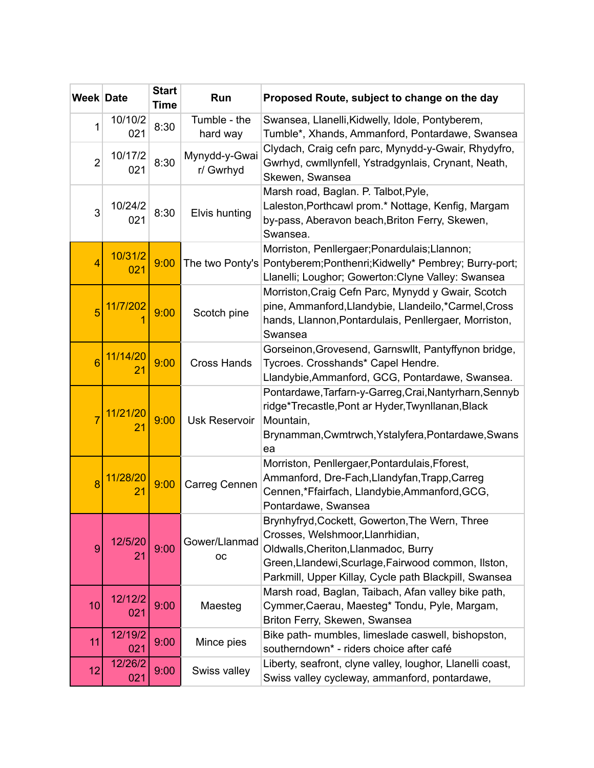| Week | Date | Start Time | Run | Proposed Route, subject to change on the day |
|---|---|---|---|---|
| 1 | 10/10/2021 | 8:30 | Tumble - the hard way | Swansea, Llanelli,Kidwelly, Idole, Pontyberem, Tumble*, Xhands, Ammanford, Pontardawe, Swansea |
| 2 | 10/17/2021 | 8:30 | Mynydd-y-Gwair/ Gwrhyd | Clydach, Craig cefn parc, Mynydd-y-Gwair, Rhydyfro, Gwrhyd, cwmllynfell, Ystradgynlais, Crynant, Neath, Skewen, Swansea |
| 3 | 10/24/2021 | 8:30 | Elvis hunting | Marsh road, Baglan. P. Talbot,Pyle, Laleston,Porthcawl prom.* Nottage, Kenfig, Margam by-pass, Aberavon beach,Briton Ferry, Skewen, Swansea. |
| 4 | 10/31/2021 | 9:00 | The two Ponty's | Morriston, Penllergaer;Ponardulais;Llannon; Pontyberem;Ponthenri;Kidwelly* Pembrey; Burry-port; Llanelli; Loughor; Gowerton:Clyne Valley: Swansea |
| 5 | 11/7/2021 | 9:00 | Scotch pine | Morriston,Craig Cefn Parc, Mynydd y Gwair, Scotch pine, Ammanford,Llandybie, Llandeilo,*Carmel,Cross hands, Llannon,Pontardulais, Penllergaer, Morriston, Swansea |
| 6 | 11/14/2021 | 9:00 | Cross Hands | Gorseinon,Grovesend, Garnswllt, Pantyffynon bridge, Tycroes. Crosshands* Capel Hendre. Llandybie,Ammanford, GCG, Pontardawe, Swansea. |
| 7 | 11/21/2021 | 9:00 | Usk Reservoir | Pontardawe,Tarfarn-y-Garreg,Crai,Nantyrharn,Sennybridge*Trecastle,Pont ar Hyder,Twynllanan,Black Mountain, Brynamman,Cwmtrwch,Ystalyfera,Pontardawe,Swansea |
| 8 | 11/28/2021 | 9:00 | Carreg Cennen | Morriston, Penllergaer,Pontardulais,Fforest, Ammanford, Dre-Fach,Llandyfan,Trapp,Carreg Cennen,*Ffairfach, Llandybie,Ammanford,GCG, Pontardawe, Swansea |
| 9 | 12/5/2021 | 9:00 | Gower/Llanmadoc | Brynhyfryd,Cockett, Gowerton,The Wern, Three Crosses, Welshmoor,Llanrhidian, Oldwalls,Cheriton,Llanmadoc, Burry Green,Llandewi,Scurlage,Fairwood common, Ilston, Parkmill, Upper Killay, Cycle path Blackpill, Swansea |
| 10 | 12/12/2021 | 9:00 | Maesteg | Marsh road, Baglan, Taibach, Afan valley bike path, Cymmer,Caerau, Maesteg* Tondu, Pyle, Margam, Briton Ferry, Skewen, Swansea |
| 11 | 12/19/2021 | 9:00 | Mince pies | Bike path- mumbles, limeslade caswell, bishopston, southerndown* - riders choice after café |
| 12 | 12/26/2021 | 9:00 | Swiss valley | Liberty, seafront, clyne valley, loughor, Llanelli coast, Swiss valley cycleway, ammanford, pontardawe, |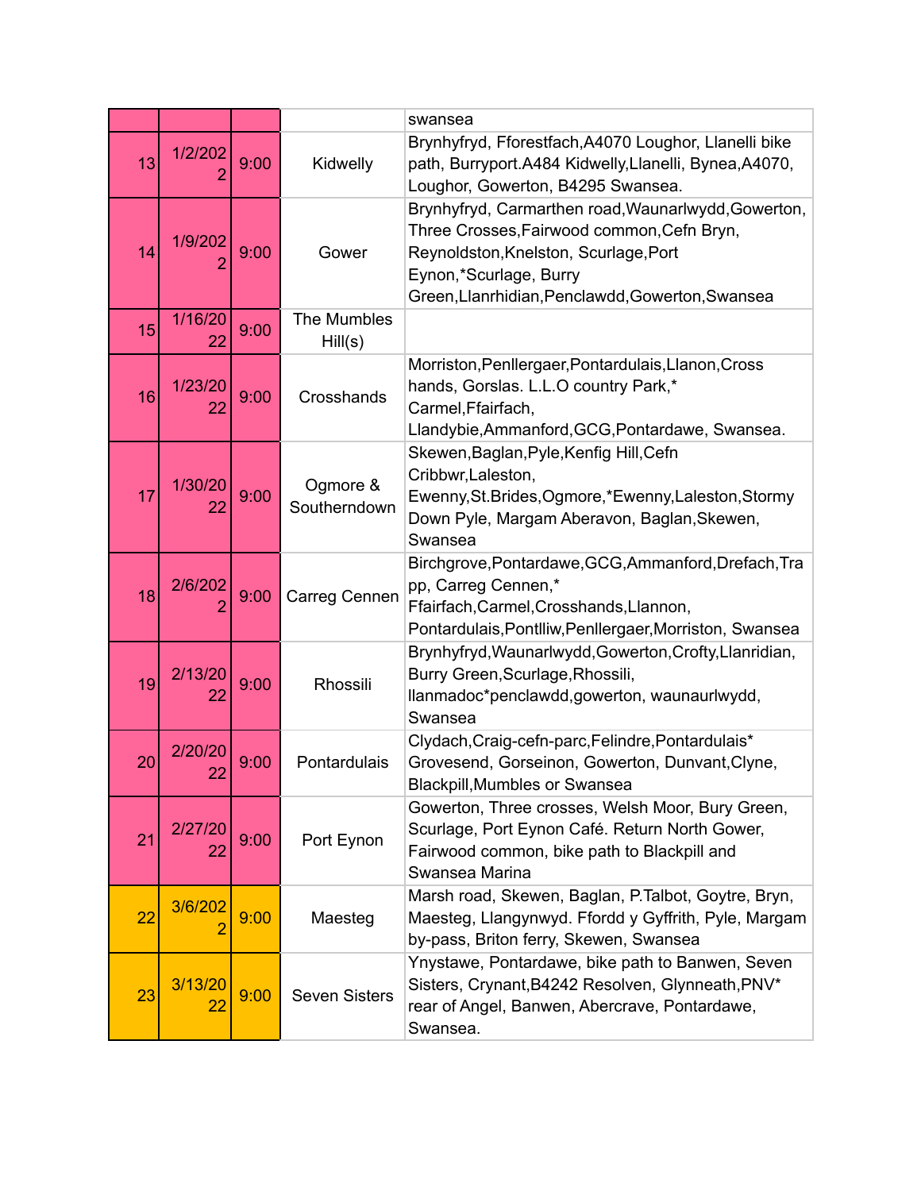| | | | | |
|---|---|---|---|---|
| | | | | swansea |
| 13 | 1/2/2022 | 9:00 | Kidwelly | Brynhyfryd, Fforestfach,A4070 Loughor, Llanelli bike path, Burryport.A484 Kidwelly,Llanelli, Bynea,A4070, Loughor, Gowerton, B4295 Swansea. |
| 14 | 1/9/2022 | 9:00 | Gower | Brynhyfryd, Carmarthen road,Waunarlwydd,Gowerton, Three Crosses,Fairwood common,Cefn Bryn, Reynoldston,Knelston, Scurlage,Port Eynon,*Scurlage, Burry Green,Llanrhidian,Penclawdd,Gowerton,Swansea |
| 15 | 1/16/2022 | 9:00 | The Mumbles Hill(s) | |
| 16 | 1/23/2022 | 9:00 | Crosshands | Morriston,Penllergaer,Pontardulais,Llanon,Cross hands, Gorslas. L.L.O country Park,* Carmel,Ffairfach, Llandybie,Ammanford,GCG,Pontardawe, Swansea. |
| 17 | 1/30/2022 | 9:00 | Ogmore & Southerndown | Skewen,Baglan,Pyle,Kenfig Hill,Cefn Cribbwr,Laleston, Ewenny,St.Brides,Ogmore,*Ewenny,Laleston,Stormy Down Pyle, Margam Aberavon, Baglan,Skewen, Swansea |
| 18 | 2/6/2022 | 9:00 | Carreg Cennen | Birchgrove,Pontardawe,GCG,Ammanford,Drefach,Trapp, Carreg Cennen,* Ffairfach,Carmel,Crosshands,Llannon, Pontardulais,Pontlliw,Penllergaer,Morriston, Swansea |
| 19 | 2/13/2022 | 9:00 | Rhossili | Brynhyfryd,Waunarlwydd,Gowerton,Crofty,Llanridian, Burry Green,Scurlage,Rhossili, llanmadoc*penclawdd,gowerton, waunaurlwydd, Swansea |
| 20 | 2/20/2022 | 9:00 | Pontardulais | Clydach,Craig-cefn-parc,Felindre,Pontardulais* Grovesend, Gorseinon, Gowerton, Dunvant,Clyne, Blackpill,Mumbles or Swansea |
| 21 | 2/27/2022 | 9:00 | Port Eynon | Gowerton, Three crosses, Welsh Moor, Bury Green, Scurlage, Port Eynon Café. Return North Gower, Fairwood common, bike path to Blackpill and Swansea Marina |
| 22 | 3/6/2022 | 9:00 | Maesteg | Marsh road, Skewen, Baglan, P.Talbot, Goytre, Bryn, Maesteg, Llangynwyd. Ffordd y Gyffrith, Pyle, Margam by-pass, Briton ferry, Skewen, Swansea |
| 23 | 3/13/2022 | 9:00 | Seven Sisters | Ynystawe, Pontardawe, bike path to Banwen, Seven Sisters, Crynant,B4242 Resolven, Glynneath,PNV* rear of Angel, Banwen, Abercrave, Pontardawe, Swansea. |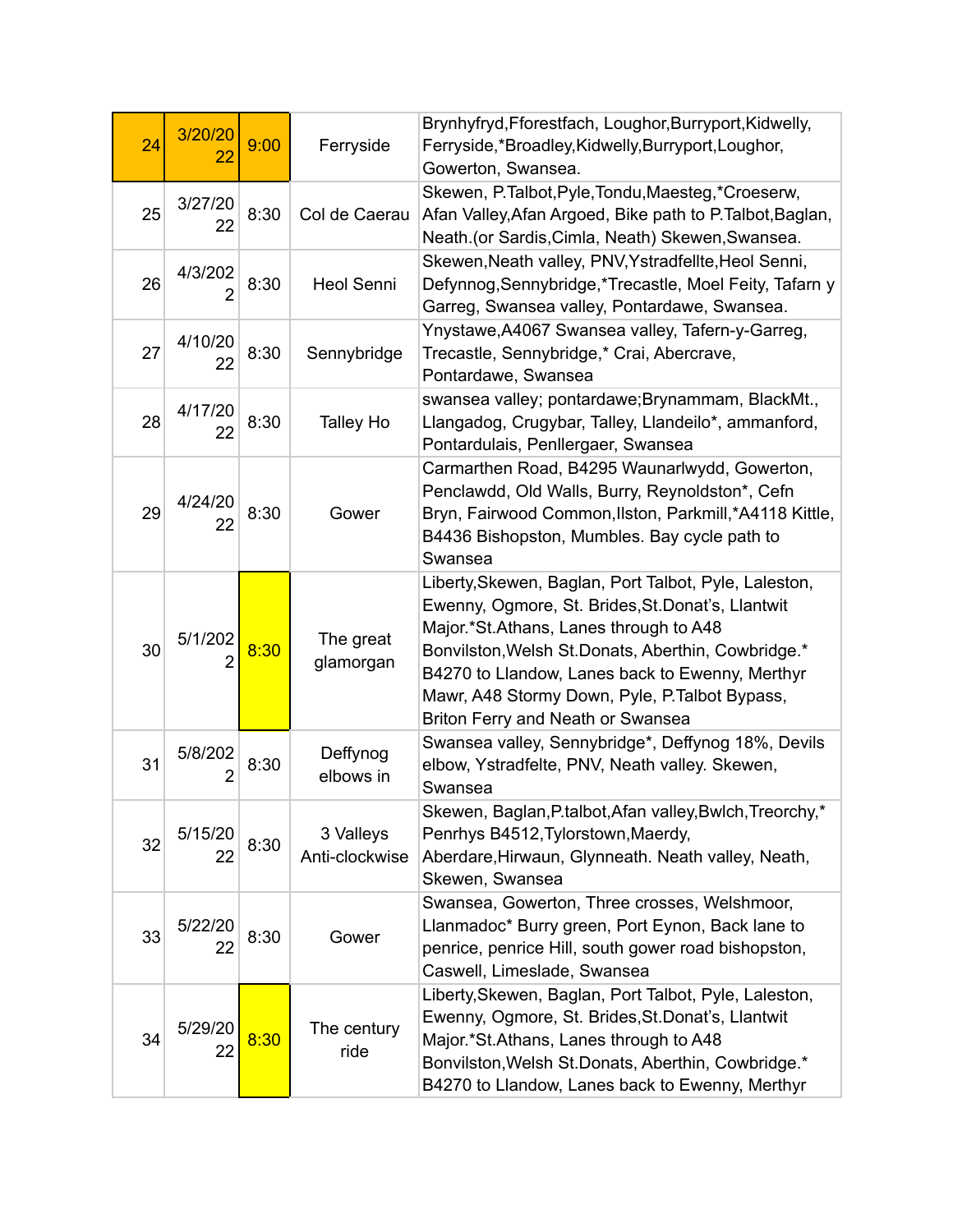| 24 | 3/20/2022 | 9:00 | Ferryside | Brynhyfryd,Fforestfach, Loughor,Burryport,Kidwelly, Ferryside,*Broadley,Kidwelly,Burryport,Loughor, Gowerton, Swansea. |
|---|---|---|---|---|
| 25 | 3/27/2022 | 8:30 | Col de Caerau | Skewen, P.Talbot,Pyle,Tondu,Maesteg,*Croeserw, Afan Valley,Afan Argoed, Bike path to P.Talbot,Baglan, Neath.(or Sardis,Cimla, Neath) Skewen,Swansea. |
| 26 | 4/3/2022 | 8:30 | Heol Senni | Skewen,Neath valley, PNV,Ystradfellte,Heol Senni, Defynnog,Sennybridge,*Trecastle, Moel Feity, Tafarn y Garreg, Swansea valley, Pontardawe, Swansea. |
| 27 | 4/10/2022 | 8:30 | Sennybridge | Ynystawe,A4067 Swansea valley, Tafern-y-Garreg, Trecastle, Sennybridge,* Crai, Abercrave, Pontardawe, Swansea |
| 28 | 4/17/2022 | 8:30 | Talley Ho | swansea valley; pontardawe;Brynammam, BlackMt., Llangadog, Crugybar, Talley, Llandeilo*, ammanford, Pontardulais, Penllergaer, Swansea |
| 29 | 4/24/2022 | 8:30 | Gower | Carmarthen Road, B4295 Waunarlwydd, Gowerton, Penclawdd, Old Walls, Burry, Reynoldston*, Cefn Bryn, Fairwood Common,Ilston, Parkmill,*A4118 Kittle, B4436 Bishopston, Mumbles. Bay cycle path to Swansea |
| 30 | 5/1/2022 | 8:30 | The great glamorgan | Liberty,Skewen, Baglan, Port Talbot, Pyle, Laleston, Ewenny, Ogmore, St. Brides,St.Donat's, Llantwit Major.*St.Athans, Lanes through to A48 Bonvilston,Welsh St.Donats, Aberthin, Cowbridge.* B4270 to Llandow, Lanes back to Ewenny, Merthyr Mawr, A48 Stormy Down, Pyle, P.Talbot Bypass, Briton Ferry and Neath or Swansea |
| 31 | 5/8/2022 | 8:30 | Deffynog elbows in | Swansea valley, Sennybridge*, Deffynog 18%, Devils elbow, Ystradfelte, PNV, Neath valley. Skewen, Swansea |
| 32 | 5/15/2022 | 8:30 | 3 Valleys Anti-clockwise | Skewen, Baglan,P.talbot,Afan valley,Bwlch,Treorchy,* Penrhys B4512,Tylorstown,Maerdy, Aberdare,Hirwaun, Glynneath. Neath valley, Neath, Skewen, Swansea |
| 33 | 5/22/2022 | 8:30 | Gower | Swansea, Gowerton, Three crosses, Welshmoor, Llanmadoc* Burry green, Port Eynon, Back lane to penrice, penrice Hill, south gower road bishopston, Caswell, Limeslade, Swansea |
| 34 | 5/29/2022 | 8:30 | The century ride | Liberty,Skewen, Baglan, Port Talbot, Pyle, Laleston, Ewenny, Ogmore, St. Brides,St.Donat's, Llantwit Major.*St.Athans, Lanes through to A48 Bonvilston,Welsh St.Donats, Aberthin, Cowbridge.* B4270 to Llandow, Lanes back to Ewenny, Merthyr |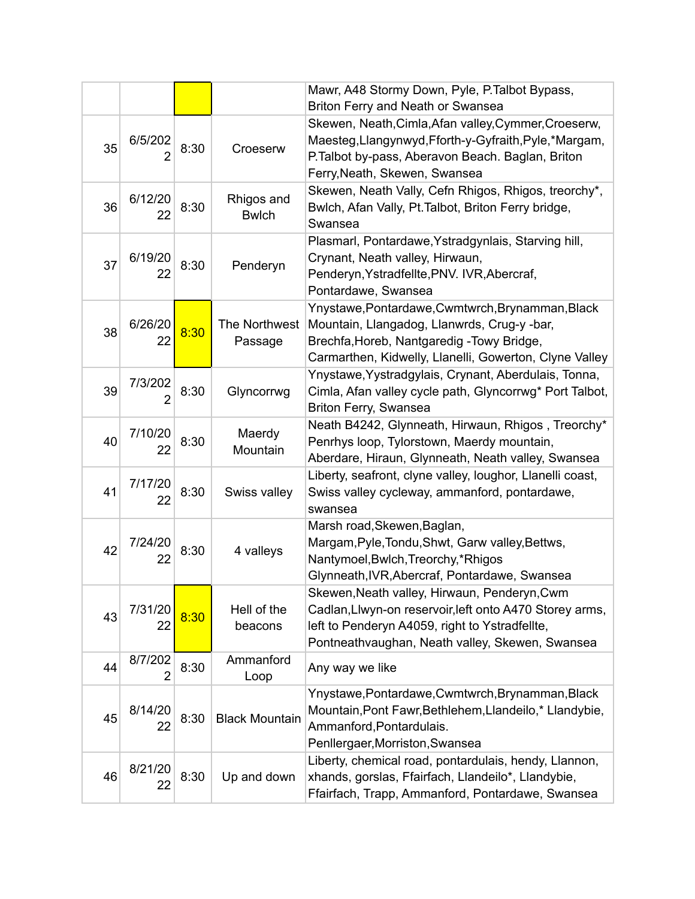| | | | | |
|---|---|---|---|---|
| | | | | Mawr, A48 Stormy Down, Pyle, P.Talbot Bypass, Briton Ferry and Neath or Swansea |
| 35 | 6/5/2022 | 8:30 | Croeserw | Skewen, Neath,Cimla,Afan valley,Cymmer,Croeserw, Maesteg,Llangynwyd,Fforth-y-Gyfraith,Pyle,*Margam, P.Talbot by-pass, Aberavon Beach. Baglan, Briton Ferry,Neath, Skewen, Swansea |
| 36 | 6/12/2022 | 8:30 | Rhigos and Bwlch | Skewen, Neath Vally, Cefn Rhigos, Rhigos, treorchy*, Bwlch, Afan Vally, Pt.Talbot, Briton Ferry bridge, Swansea |
| 37 | 6/19/2022 | 8:30 | Penderyn | Plasmarl, Pontardawe,Ystradgynlais, Starving hill, Crynant, Neath valley, Hirwaun, Penderyn,Ystradfellte,PNV. IVR,Abercraf, Pontardawe, Swansea |
| 38 | 6/26/2022 | 8:30 | The Northwest Passage | Ynystawe,Pontardawe,Cwmtwrch,Brynamman,Black Mountain, Llangadog, Llanwrds, Crug-y -bar, Brechfa,Horeb, Nantgaredig -Towy Bridge, Carmarthen, Kidwelly, Llanelli, Gowerton, Clyne Valley |
| 39 | 7/3/2022 | 8:30 | Glyncorrwg | Ynystawe,Yystradgylais, Crynant, Aberdulais, Tonna, Cimla, Afan valley cycle path, Glyncorrwg* Port Talbot, Briton Ferry, Swansea |
| 40 | 7/10/2022 | 8:30 | Maerdy Mountain | Neath B4242, Glynneath, Hirwaun, Rhigos , Treorchy* Penrhys loop, Tylorstown, Maerdy mountain, Aberdare, Hiraun, Glynneath, Neath valley, Swansea |
| 41 | 7/17/2022 | 8:30 | Swiss valley | Liberty, seafront, clyne valley, loughor, Llanelli coast, Swiss valley cycleway, ammanford, pontardawe, swansea |
| 42 | 7/24/2022 | 8:30 | 4 valleys | Marsh road,Skewen,Baglan, Margam,Pyle,Tondu,Shwt, Garw valley,Bettws, Nantymoel,Bwlch,Treorchy,*Rhigos Glynneath,IVR,Abercraf, Pontardawe, Swansea |
| 43 | 7/31/2022 | 8:30 | Hell of the beacons | Skewen,Neath valley, Hirwaun, Penderyn,Cwm Cadlan,Llwyn-on reservoir,left onto A470 Storey arms, left to Penderyn A4059, right to Ystradfellte, Pontneathvaughan, Neath valley, Skewen, Swansea |
| 44 | 8/7/2022 | 8:30 | Ammanford Loop | Any way we like |
| 45 | 8/14/2022 | 8:30 | Black Mountain | Ynystawe,Pontardawe,Cwmtwrch,Brynamman,Black Mountain,Pont Fawr,Bethlehem,Llandeilo,* Llandybie, Ammanford,Pontardulais. Penllergaer,Morriston,Swansea |
| 46 | 8/21/2022 | 8:30 | Up and down | Liberty, chemical road, pontardulais, hendy, Llannon, xhands, gorslas, Ffairfach, Llandeilo*, Llandybie, Ffairfach, Trapp, Ammanford, Pontardawe, Swansea |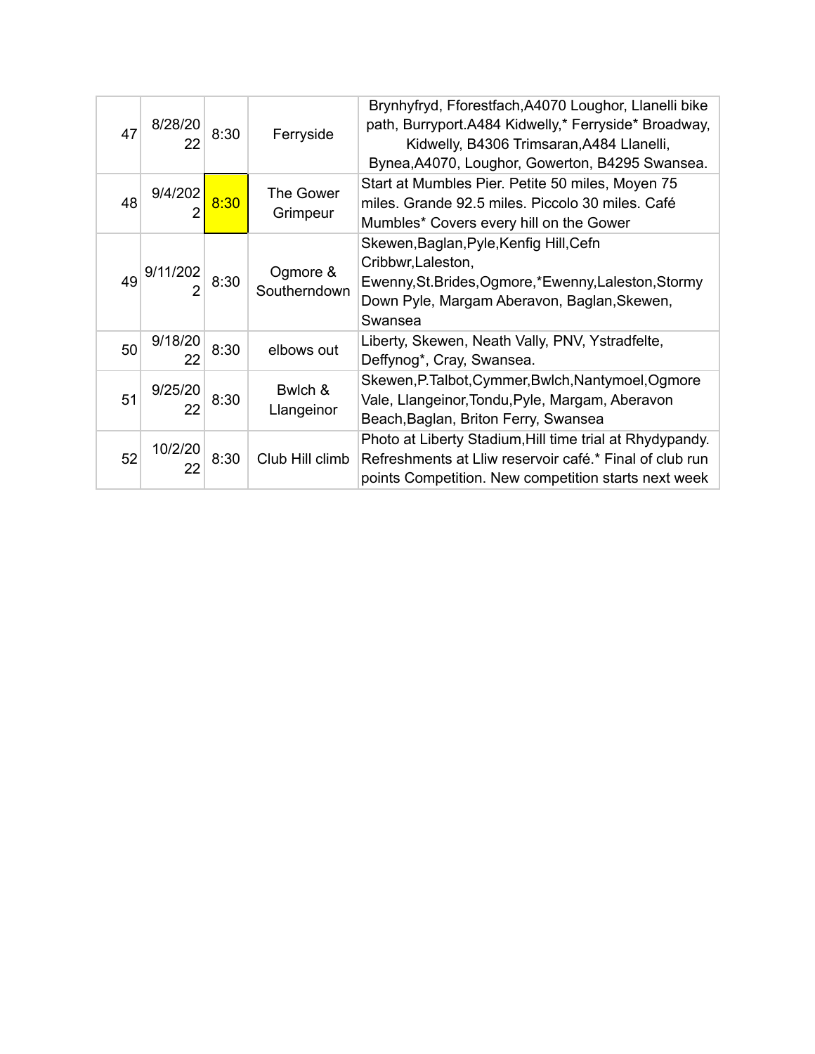| | | | | |
|---|---|---|---|---|
| 47 | 8/28/2022 | 8:30 | Ferryside | Brynhyfryd, Fforestfach,A4070 Loughor, Llanelli bike path, Burryport.A484 Kidwelly,* Ferryside* Broadway, Kidwelly, B4306 Trimsaran,A484 Llanelli, Bynea,A4070, Loughor, Gowerton, B4295 Swansea. |
| 48 | 9/4/2022 | 8:30 | The Gower Grimpeur | Start at Mumbles Pier. Petite 50 miles, Moyen 75 miles. Grande 92.5 miles. Piccolo 30 miles. Café Mumbles* Covers every hill on the Gower |
| 49 | 9/11/2022 | 8:30 | Ogmore & Southerndown | Skewen,Baglan,Pyle,Kenfig Hill,Cefn Cribbwr,Laleston, Ewenny,St.Brides,Ogmore,*Ewenny,Laleston,Stormy Down Pyle, Margam Aberavon, Baglan,Skewen, Swansea |
| 50 | 9/18/2022 | 8:30 | elbows out | Liberty, Skewen, Neath Vally, PNV, Ystradfelte, Deffynog*, Cray, Swansea. |
| 51 | 9/25/2022 | 8:30 | Bwlch & Llangeinor | Skewen,P.Talbot,Cymmer,Bwlch,Nantymoel,Ogmore Vale, Llangeinor,Tondu,Pyle, Margam, Aberavon Beach,Baglan, Briton Ferry, Swansea |
| 52 | 10/2/2022 | 8:30 | Club Hill climb | Photo at Liberty Stadium,Hill time trial at Rhydypandy. Refreshments at Lliw reservoir café.* Final of club run points Competition. New competition starts next week |